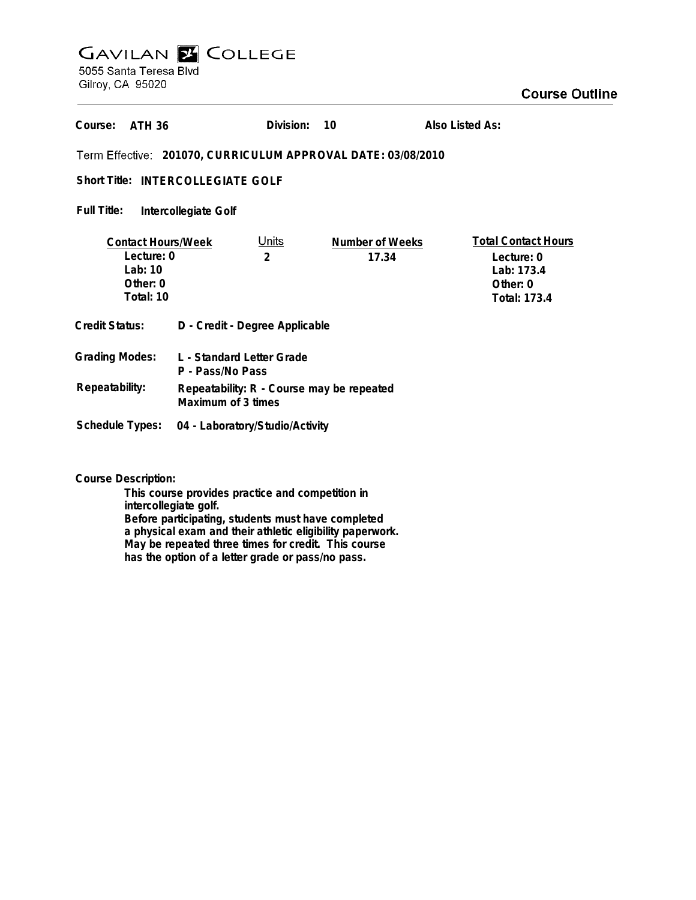# GAVILAN COLLEGE

5055 Santa Teresa Blvd
Gilroy, CA 95020

## Course Outline

**Course:** ATH 36 **Division:** 10 **Also Listed As:**

Term Effective: **201070, CURRICULUM APPROVAL DATE: 03/08/2010**

**Short Title:** INTERCOLLEGIATE GOLF

**Full Title:** Intercollegiate Golf

| Contact Hours/Week | Units | Number of Weeks | Total Contact Hours |
|---|---|---|---|
| Lecture: 0 | 2 | 17.34 | Lecture: 0 |
| Lab: 10 | | | Lab: 173.4 |
| Other: 0 | | | Other: 0 |
| Total: 10 | | | Total: 173.4 |

**Credit Status:** D - Credit - Degree Applicable

**Grading Modes:** L - Standard Letter Grade
P - Pass/No Pass

**Repeatability:** Repeatability: R - Course may be repeated
Maximum of 3 times

**Schedule Types:** 04 - Laboratory/Studio/Activity

**Course Description:**

This course provides practice and competition in intercollegiate golf.
Before participating, students must have completed a physical exam and their athletic eligibility paperwork.
May be repeated three times for credit. This course has the option of a letter grade or pass/no pass.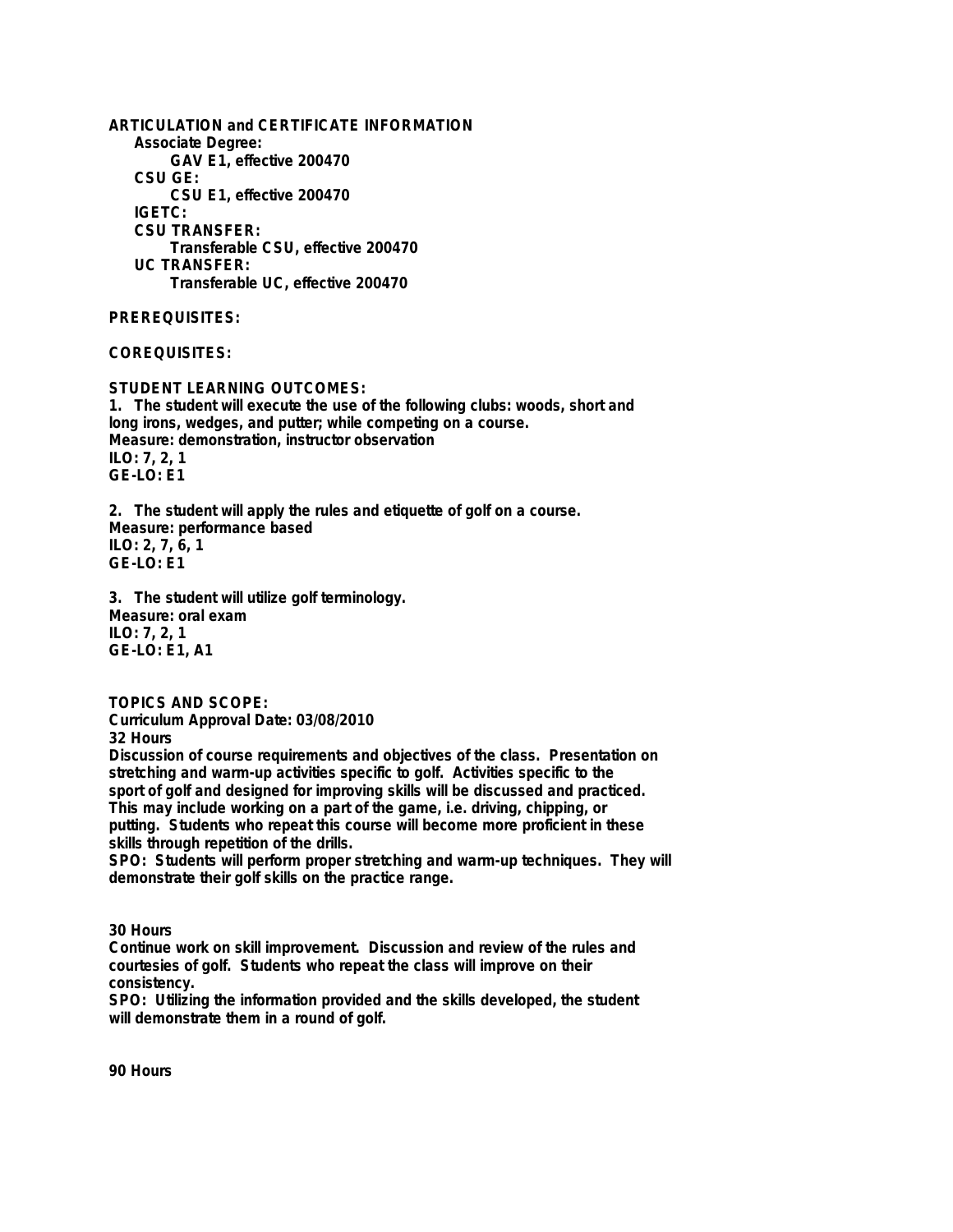**ARTICULATION and CERTIFICATE INFORMATION**

**Associate Degree:**
**GAV E1, effective 200470**
**CSU GE:**
**CSU E1, effective 200470**
**IGETC:**
**CSU TRANSFER:**
**Transferable CSU, effective 200470**
**UC TRANSFER:**
**Transferable UC, effective 200470**

**PREREQUISITES:**

**COREQUISITES:**

**STUDENT LEARNING OUTCOMES:**

**1. The student will execute the use of the following clubs: woods, short and long irons, wedges, and putter; while competing on a course.**
**Measure: demonstration, instructor observation**
**ILO: 7, 2, 1**
**GE-LO: E1**

**2. The student will apply the rules and etiquette of golf on a course.**
**Measure: performance based**
**ILO: 2, 7, 6, 1**
**GE-LO: E1**

**3. The student will utilize golf terminology.**
**Measure: oral exam**
**ILO: 7, 2, 1**
**GE-LO: E1, A1**

**TOPICS AND SCOPE:**

**Curriculum Approval Date: 03/08/2010**

**32 Hours**

**Discussion of course requirements and objectives of the class. Presentation on stretching and warm-up activities specific to golf. Activities specific to the sport of golf and designed for improving skills will be discussed and practiced. This may include working on a part of the game, i.e. driving, chipping, or putting. Students who repeat this course will become more proficient in these skills through repetition of the drills.**

**SPO: Students will perform proper stretching and warm-up techniques. They will demonstrate their golf skills on the practice range.**

**30 Hours**

**Continue work on skill improvement. Discussion and review of the rules and courtesies of golf. Students who repeat the class will improve on their consistency.**

**SPO: Utilizing the information provided and the skills developed, the student will demonstrate them in a round of golf.**

**90 Hours**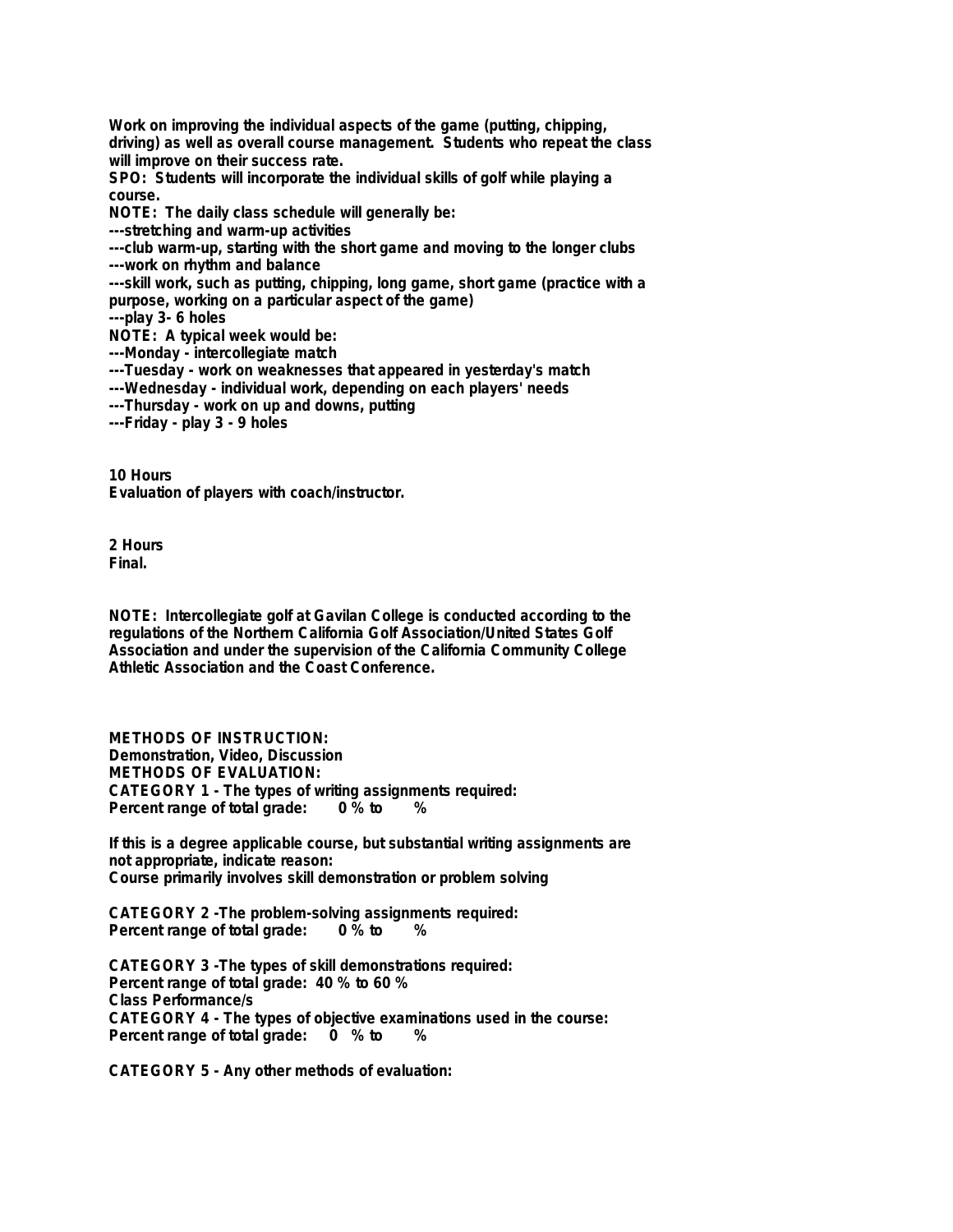**Work on improving the individual aspects of the game (putting, chipping, driving) as well as overall course management. Students who repeat the class will improve on their success rate.**
**SPO: Students will incorporate the individual skills of golf while playing a course.**
**NOTE: The daily class schedule will generally be:**
**---stretching and warm-up activities**
**---club warm-up, starting with the short game and moving to the longer clubs**
**---work on rhythm and balance**
**---skill work, such as putting, chipping, long game, short game (practice with a purpose, working on a particular aspect of the game)**
**---play 3- 6 holes**
**NOTE: A typical week would be:**
**---Monday - intercollegiate match**
**---Tuesday - work on weaknesses that appeared in yesterday's match**
**---Wednesday - individual work, depending on each players' needs**
**---Thursday - work on up and downs, putting**
**---Friday - play 3 - 9 holes**

**10 Hours**
**Evaluation of players with coach/instructor.**

**2 Hours**
**Final.**

**NOTE: Intercollegiate golf at Gavilan College is conducted according to the regulations of the Northern California Golf Association/United States Golf Association and under the supervision of the California Community College Athletic Association and the Coast Conference.**

**METHODS OF INSTRUCTION:**
**Demonstration, Video, Discussion**
**METHODS OF EVALUATION:**
**CATEGORY 1 - The types of writing assignments required:**
**Percent range of total grade: 0 % to %**

**If this is a degree applicable course, but substantial writing assignments are not appropriate, indicate reason:**
**Course primarily involves skill demonstration or problem solving**

**CATEGORY 2 -The problem-solving assignments required:**
**Percent range of total grade: 0 % to %**

**CATEGORY 3 -The types of skill demonstrations required:**
**Percent range of total grade: 40 % to 60 %**
**Class Performance/s**
**CATEGORY 4 - The types of objective examinations used in the course:**
**Percent range of total grade: 0 % to %**

**CATEGORY 5 - Any other methods of evaluation:**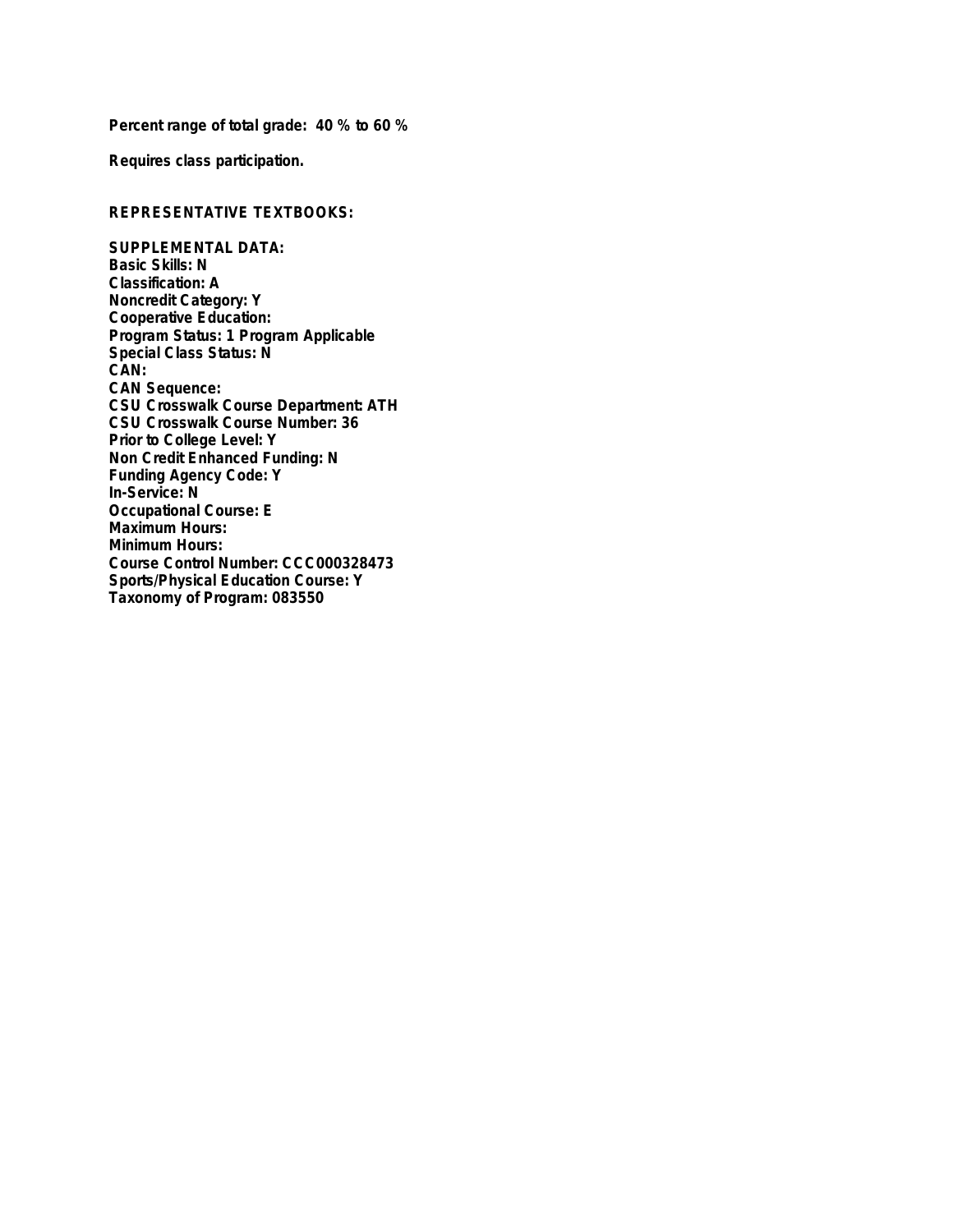**Percent range of total grade: 40 % to 60 %**

**Requires class participation.**

**REPRESENTATIVE TEXTBOOKS:**

**SUPPLEMENTAL DATA:**
**Basic Skills: N**
**Classification: A**
**Noncredit Category: Y**
**Cooperative Education:**
**Program Status: 1 Program Applicable**
**Special Class Status: N**
**CAN:**
**CAN Sequence:**
**CSU Crosswalk Course Department: ATH**
**CSU Crosswalk Course Number: 36**
**Prior to College Level: Y**
**Non Credit Enhanced Funding: N**
**Funding Agency Code: Y**
**In-Service: N**
**Occupational Course: E**
**Maximum Hours:**
**Minimum Hours:**
**Course Control Number: CCC000328473**
**Sports/Physical Education Course: Y**
**Taxonomy of Program: 083550**